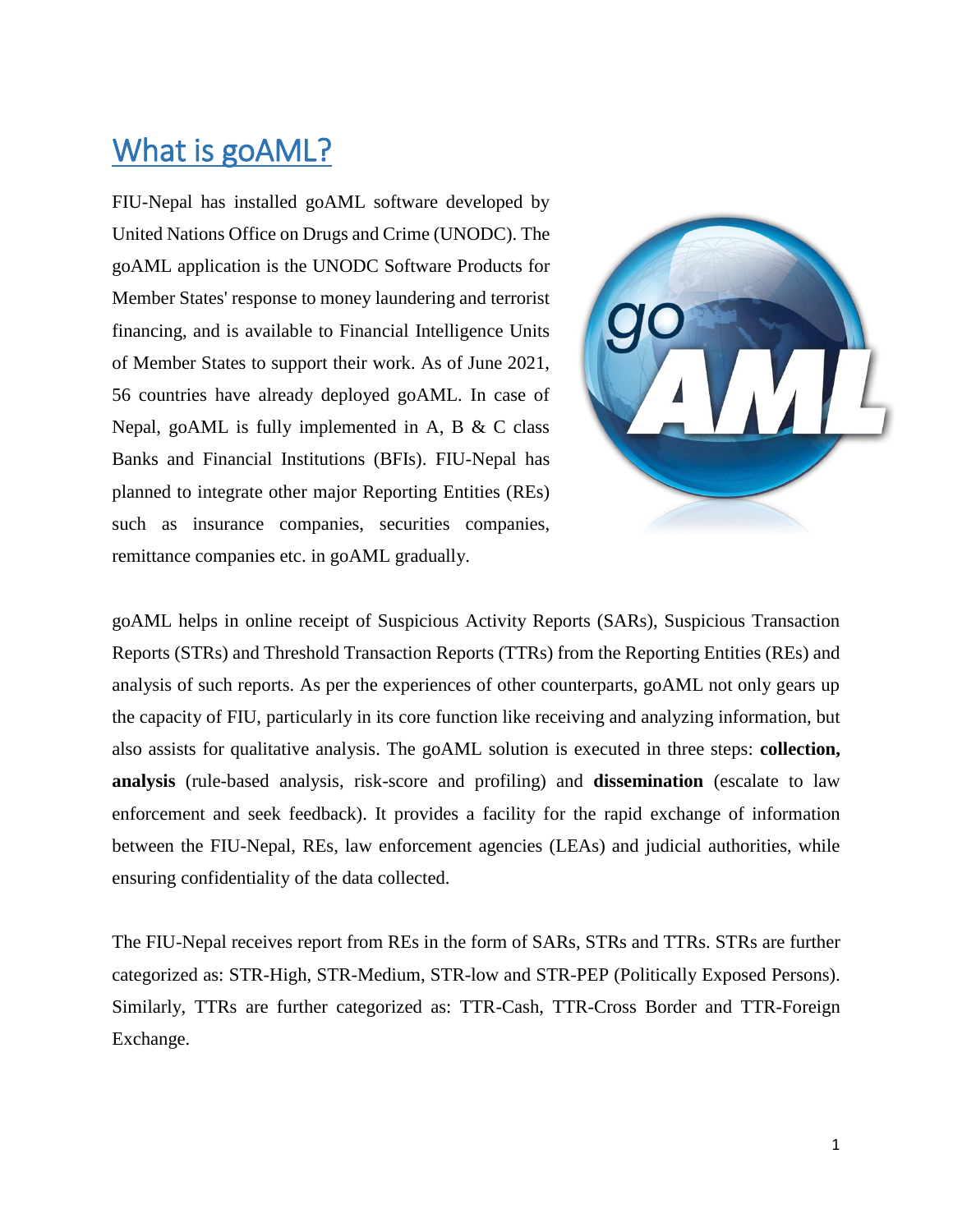# What is goAML?

FIU-Nepal has installed goAML software developed by United Nations Office on Drugs and Crime (UNODC). The goAML application is the UNODC Software Products for Member States' response to money laundering and terrorist financing, and is available to Financial Intelligence Units of Member States to support their work. As of June 2021, 56 countries have already deployed goAML. In case of Nepal, goAML is fully implemented in A, B & C class Banks and Financial Institutions (BFIs). FIU-Nepal has planned to integrate other major Reporting Entities (REs) such as insurance companies, securities companies, remittance companies etc. in goAML gradually.

goAML helps in online receipt of Suspicious Activity Reports (SARs), Suspicious Transaction Reports (STRs) and Threshold Transaction Reports (TTRs) from the Reporting Entities (REs) and analysis of such reports. As per the experiences of other counterparts, goAML not only gears up the capacity of FIU, particularly in its core function like receiving and analyzing information, but also assists for qualitative analysis. The goAML solution is executed in three steps: **collection, analysis** (rule-based analysis, risk-score and profiling) and **dissemination** (escalate to law enforcement and seek feedback). It provides a facility for the rapid exchange of information between the FIU-Nepal, REs, law enforcement agencies (LEAs) and judicial authorities, while ensuring confidentiality of the data collected.

The FIU-Nepal receives report from REs in the form of SARs, STRs and TTRs. STRs are further categorized as: STR-High, STR-Medium, STR-low and STR-PEP (Politically Exposed Persons). Similarly, TTRs are further categorized as: TTR-Cash, TTR-Cross Border and TTR-Foreign Exchange.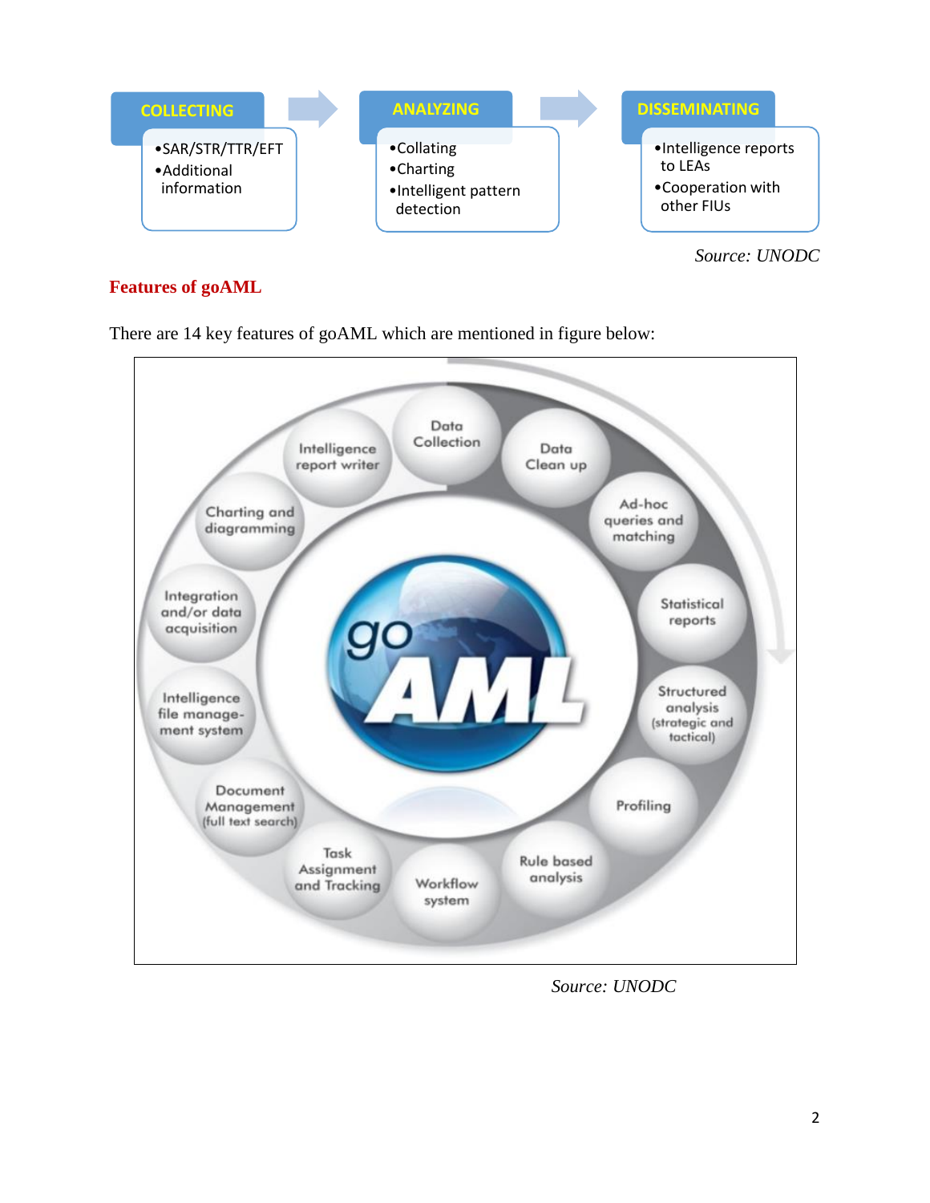COLLECTING
- SAR/STR/TTR/EFT
- Additional information

ANALYZING
- Collating
- Charting
- Intelligent pattern detection

DISSEMINATING
- Intelligence reports to LEAs
- Cooperation with other FIUs

*Source: UNODC*

## Features of goAML

There are 14 key features of goAML which are mentioned in figure below:

- Data Collection
- Data Clean up
- Ad-hoc queries and matching
- Statistical reports
- Structured analysis (strategic and tactical)
- Profiling
- Rule based analysis
- Workflow system
- Task Assignment and Tracking
- Document Management (full text search)
- Intelligence file management system
- Integration and/or data acquisition
- Charting and diagramming
- Intelligence report writer

*Source: UNODC*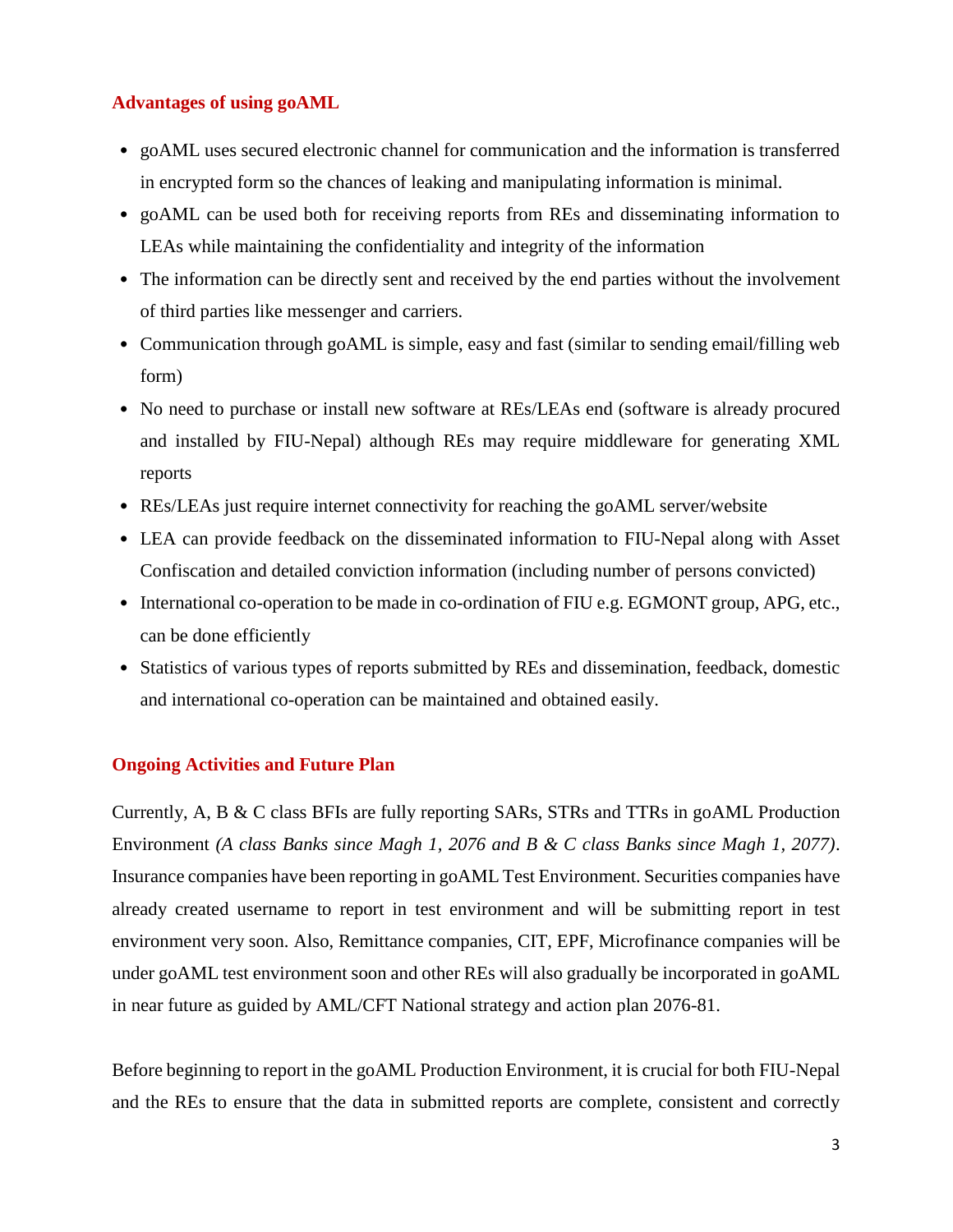## Advantages of using goAML

- goAML uses secured electronic channel for communication and the information is transferred in encrypted form so the chances of leaking and manipulating information is minimal.
- goAML can be used both for receiving reports from REs and disseminating information to LEAs while maintaining the confidentiality and integrity of the information
- The information can be directly sent and received by the end parties without the involvement of third parties like messenger and carriers.
- Communication through goAML is simple, easy and fast (similar to sending email/filling web form)
- No need to purchase or install new software at REs/LEAs end (software is already procured and installed by FIU-Nepal) although REs may require middleware for generating XML reports
- REs/LEAs just require internet connectivity for reaching the goAML server/website
- LEA can provide feedback on the disseminated information to FIU-Nepal along with Asset Confiscation and detailed conviction information (including number of persons convicted)
- International co-operation to be made in co-ordination of FIU e.g. EGMONT group, APG, etc., can be done efficiently
- Statistics of various types of reports submitted by REs and dissemination, feedback, domestic and international co-operation can be maintained and obtained easily.

## Ongoing Activities and Future Plan

Currently, A, B & C class BFIs are fully reporting SARs, STRs and TTRs in goAML Production Environment *(A class Banks since Magh 1, 2076 and B & C class Banks since Magh 1, 2077)*. Insurance companies have been reporting in goAML Test Environment. Securities companies have already created username to report in test environment and will be submitting report in test environment very soon. Also, Remittance companies, CIT, EPF, Microfinance companies will be under goAML test environment soon and other REs will also gradually be incorporated in goAML in near future as guided by AML/CFT National strategy and action plan 2076-81.

Before beginning to report in the goAML Production Environment, it is crucial for both FIU-Nepal and the REs to ensure that the data in submitted reports are complete, consistent and correctly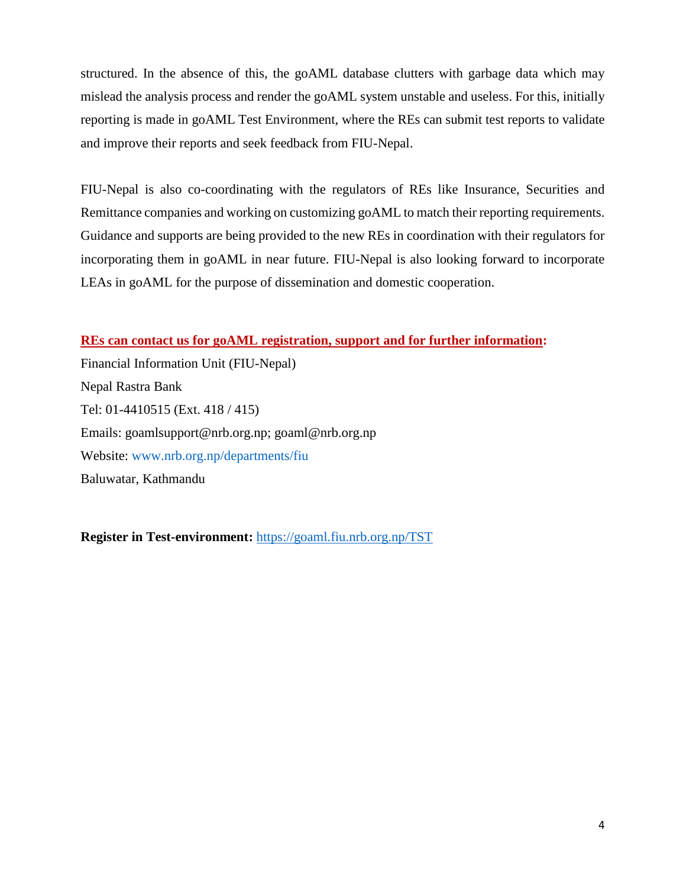structured. In the absence of this, the goAML database clutters with garbage data which may mislead the analysis process and render the goAML system unstable and useless. For this, initially reporting is made in goAML Test Environment, where the REs can submit test reports to validate and improve their reports and seek feedback from FIU-Nepal.

FIU-Nepal is also co-coordinating with the regulators of REs like Insurance, Securities and Remittance companies and working on customizing goAML to match their reporting requirements. Guidance and supports are being provided to the new REs in coordination with their regulators for incorporating them in goAML in near future. FIU-Nepal is also looking forward to incorporate LEAs in goAML for the purpose of dissemination and domestic cooperation.

**REs can contact us for goAML registration, support and for further information:**

Financial Information Unit (FIU-Nepal)
Nepal Rastra Bank
Tel: 01-4410515 (Ext. 418 / 415)
Emails: goamlsupport@nrb.org.np; goaml@nrb.org.np
Website: www.nrb.org.np/departments/fiu
Baluwatar, Kathmandu

**Register in Test-environment:** https://goaml.fiu.nrb.org.np/TST